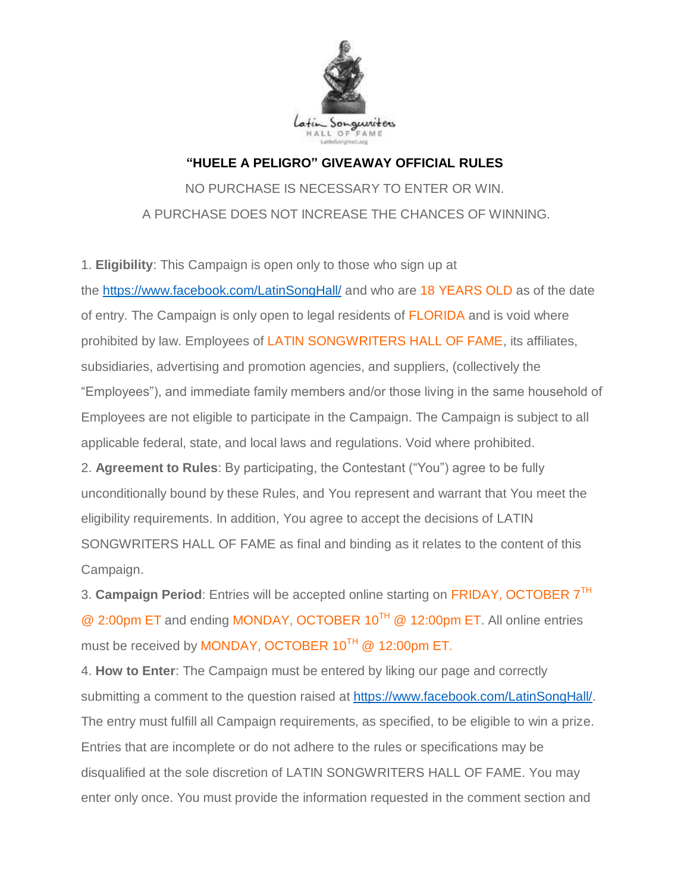## "HUELE A PELIGRO" GIVEAWAY OFFICIAL RULES

NO PURCHASE IS NECESSARY TO ENTER OR WIN.

A PURCHASE DOES NOT INCREASE THE CHANCES OF WINNING.

1. **Eligibility**: This Campaign is open only to those who sign up at the https://www.facebook.com/LatinSongHall/ and who are 18 YEARS OLD as of the date of entry. The Campaign is only open to legal residents of FLORIDA and is void where prohibited by law. Employees of LATIN SONGWRITERS HALL OF FAME, its affiliates, subsidiaries, advertising and promotion agencies, and suppliers, (collectively the "Employees"), and immediate family members and/or those living in the same household of Employees are not eligible to participate in the Campaign. The Campaign is subject to all applicable federal, state, and local laws and regulations. Void where prohibited.

2. **Agreement to Rules**: By participating, the Contestant ("You") agree to be fully unconditionally bound by these Rules, and You represent and warrant that You meet the eligibility requirements. In addition, You agree to accept the decisions of LATIN SONGWRITERS HALL OF FAME as final and binding as it relates to the content of this Campaign.

3. **Campaign Period**: Entries will be accepted online starting on FRIDAY, OCTOBER 7TH @ 2:00pm ET and ending MONDAY, OCTOBER 10TH @ 12:00pm ET. All online entries must be received by MONDAY, OCTOBER 10TH @ 12:00pm ET.

4. **How to Enter**: The Campaign must be entered by liking our page and correctly submitting a comment to the question raised at https://www.facebook.com/LatinSongHall/. The entry must fulfill all Campaign requirements, as specified, to be eligible to win a prize. Entries that are incomplete or do not adhere to the rules or specifications may be disqualified at the sole discretion of LATIN SONGWRITERS HALL OF FAME. You may enter only once. You must provide the information requested in the comment section and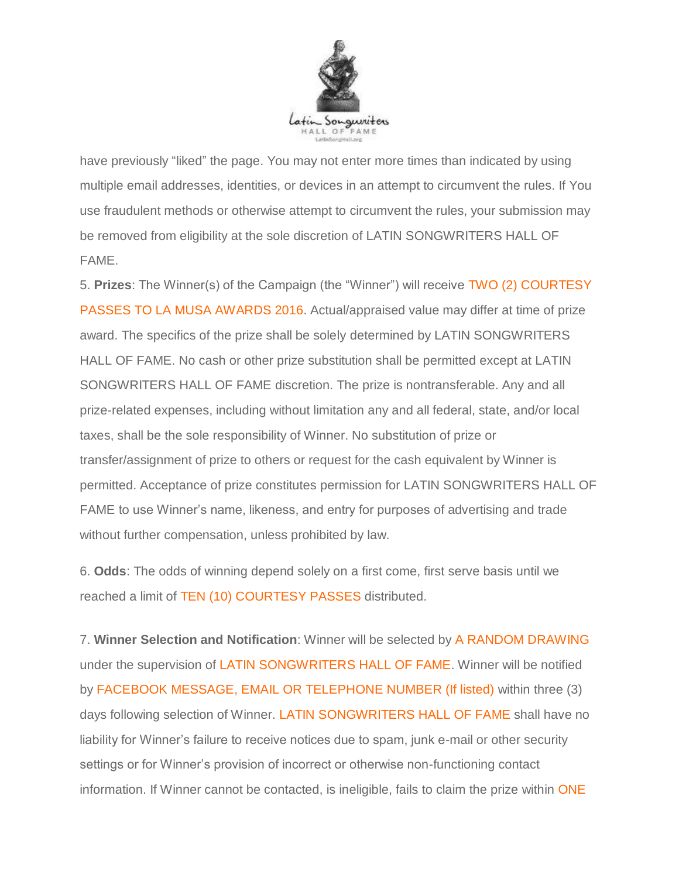have previously “liked” the page. You may not enter more times than indicated by using multiple email addresses, identities, or devices in an attempt to circumvent the rules. If You use fraudulent methods or otherwise attempt to circumvent the rules, your submission may be removed from eligibility at the sole discretion of LATIN SONGWRITERS HALL OF FAME.

5. **Prizes**: The Winner(s) of the Campaign (the “Winner”) will receive TWO (2) COURTESY PASSES TO LA MUSA AWARDS 2016. Actual/appraised value may differ at time of prize award. The specifics of the prize shall be solely determined by LATIN SONGWRITERS HALL OF FAME. No cash or other prize substitution shall be permitted except at LATIN SONGWRITERS HALL OF FAME discretion. The prize is nontransferable. Any and all prize-related expenses, including without limitation any and all federal, state, and/or local taxes, shall be the sole responsibility of Winner. No substitution of prize or transfer/assignment of prize to others or request for the cash equivalent by Winner is permitted. Acceptance of prize constitutes permission for LATIN SONGWRITERS HALL OF FAME to use Winner’s name, likeness, and entry for purposes of advertising and trade without further compensation, unless prohibited by law.

6. **Odds**: The odds of winning depend solely on a first come, first serve basis until we reached a limit of TEN (10) COURTESY PASSES distributed.

7. **Winner Selection and Notification**: Winner will be selected by A RANDOM DRAWING under the supervision of LATIN SONGWRITERS HALL OF FAME. Winner will be notified by FACEBOOK MESSAGE, EMAIL OR TELEPHONE NUMBER (If listed) within three (3) days following selection of Winner. LATIN SONGWRITERS HALL OF FAME shall have no liability for Winner’s failure to receive notices due to spam, junk e-mail or other security settings or for Winner’s provision of incorrect or otherwise non-functioning contact information. If Winner cannot be contacted, is ineligible, fails to claim the prize within ONE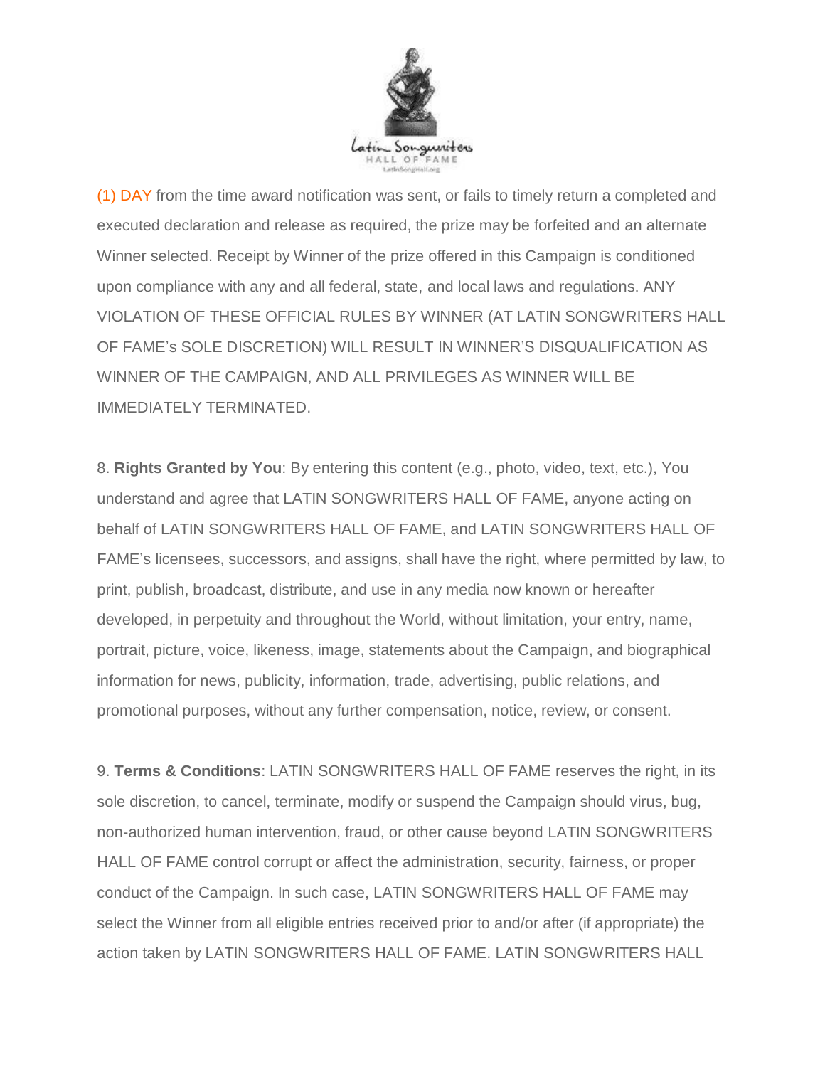(1) DAY from the time award notification was sent, or fails to timely return a completed and executed declaration and release as required, the prize may be forfeited and an alternate Winner selected. Receipt by Winner of the prize offered in this Campaign is conditioned upon compliance with any and all federal, state, and local laws and regulations. ANY VIOLATION OF THESE OFFICIAL RULES BY WINNER (AT LATIN SONGWRITERS HALL OF FAME's SOLE DISCRETION) WILL RESULT IN WINNER'S DISQUALIFICATION AS WINNER OF THE CAMPAIGN, AND ALL PRIVILEGES AS WINNER WILL BE IMMEDIATELY TERMINATED.

8. **Rights Granted by You**: By entering this content (e.g., photo, video, text, etc.), You understand and agree that LATIN SONGWRITERS HALL OF FAME, anyone acting on behalf of LATIN SONGWRITERS HALL OF FAME, and LATIN SONGWRITERS HALL OF FAME's licensees, successors, and assigns, shall have the right, where permitted by law, to print, publish, broadcast, distribute, and use in any media now known or hereafter developed, in perpetuity and throughout the World, without limitation, your entry, name, portrait, picture, voice, likeness, image, statements about the Campaign, and biographical information for news, publicity, information, trade, advertising, public relations, and promotional purposes, without any further compensation, notice, review, or consent.

9. **Terms & Conditions**: LATIN SONGWRITERS HALL OF FAME reserves the right, in its sole discretion, to cancel, terminate, modify or suspend the Campaign should virus, bug, non-authorized human intervention, fraud, or other cause beyond LATIN SONGWRITERS HALL OF FAME control corrupt or affect the administration, security, fairness, or proper conduct of the Campaign. In such case, LATIN SONGWRITERS HALL OF FAME may select the Winner from all eligible entries received prior to and/or after (if appropriate) the action taken by LATIN SONGWRITERS HALL OF FAME. LATIN SONGWRITERS HALL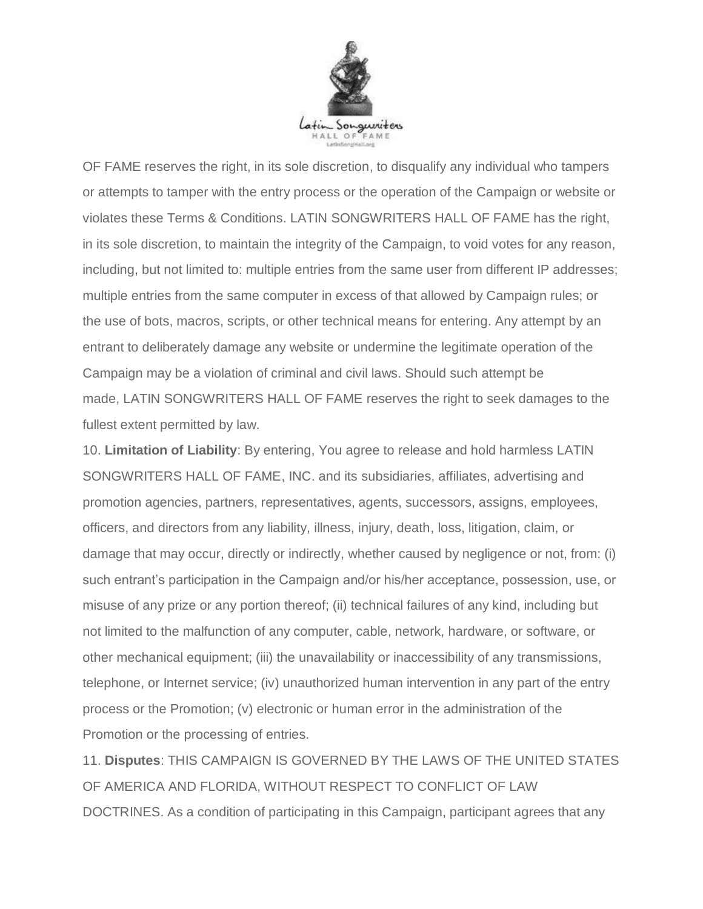OF FAME reserves the right, in its sole discretion, to disqualify any individual who tampers or attempts to tamper with the entry process or the operation of the Campaign or website or violates these Terms & Conditions. LATIN SONGWRITERS HALL OF FAME has the right, in its sole discretion, to maintain the integrity of the Campaign, to void votes for any reason, including, but not limited to: multiple entries from the same user from different IP addresses; multiple entries from the same computer in excess of that allowed by Campaign rules; or the use of bots, macros, scripts, or other technical means for entering. Any attempt by an entrant to deliberately damage any website or undermine the legitimate operation of the Campaign may be a violation of criminal and civil laws. Should such attempt be made, LATIN SONGWRITERS HALL OF FAME reserves the right to seek damages to the fullest extent permitted by law.

10. **Limitation of Liability**: By entering, You agree to release and hold harmless LATIN SONGWRITERS HALL OF FAME, INC. and its subsidiaries, affiliates, advertising and promotion agencies, partners, representatives, agents, successors, assigns, employees, officers, and directors from any liability, illness, injury, death, loss, litigation, claim, or damage that may occur, directly or indirectly, whether caused by negligence or not, from: (i) such entrant's participation in the Campaign and/or his/her acceptance, possession, use, or misuse of any prize or any portion thereof; (ii) technical failures of any kind, including but not limited to the malfunction of any computer, cable, network, hardware, or software, or other mechanical equipment; (iii) the unavailability or inaccessibility of any transmissions, telephone, or Internet service; (iv) unauthorized human intervention in any part of the entry process or the Promotion; (v) electronic or human error in the administration of the Promotion or the processing of entries.

11. **Disputes**: THIS CAMPAIGN IS GOVERNED BY THE LAWS OF THE UNITED STATES OF AMERICA AND FLORIDA, WITHOUT RESPECT TO CONFLICT OF LAW DOCTRINES. As a condition of participating in this Campaign, participant agrees that any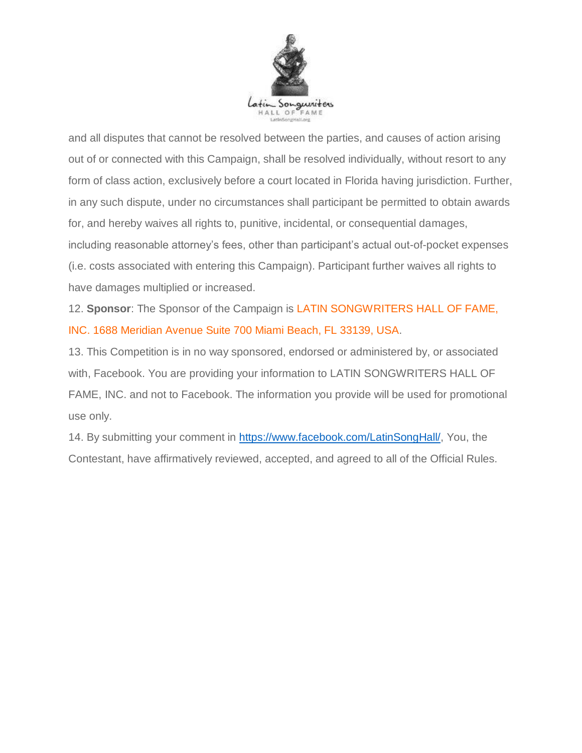and all disputes that cannot be resolved between the parties, and causes of action arising out of or connected with this Campaign, shall be resolved individually, without resort to any form of class action, exclusively before a court located in Florida having jurisdiction. Further, in any such dispute, under no circumstances shall participant be permitted to obtain awards for, and hereby waives all rights to, punitive, incidental, or consequential damages, including reasonable attorney's fees, other than participant's actual out-of-pocket expenses (i.e. costs associated with entering this Campaign). Participant further waives all rights to have damages multiplied or increased.

12. **Sponsor**: The Sponsor of the Campaign is LATIN SONGWRITERS HALL OF FAME, INC. 1688 Meridian Avenue Suite 700 Miami Beach, FL 33139, USA.

13. This Competition is in no way sponsored, endorsed or administered by, or associated with, Facebook. You are providing your information to LATIN SONGWRITERS HALL OF FAME, INC. and not to Facebook. The information you provide will be used for promotional use only.

14. By submitting your comment in https://www.facebook.com/LatinSongHall/, You, the Contestant, have affirmatively reviewed, accepted, and agreed to all of the Official Rules.